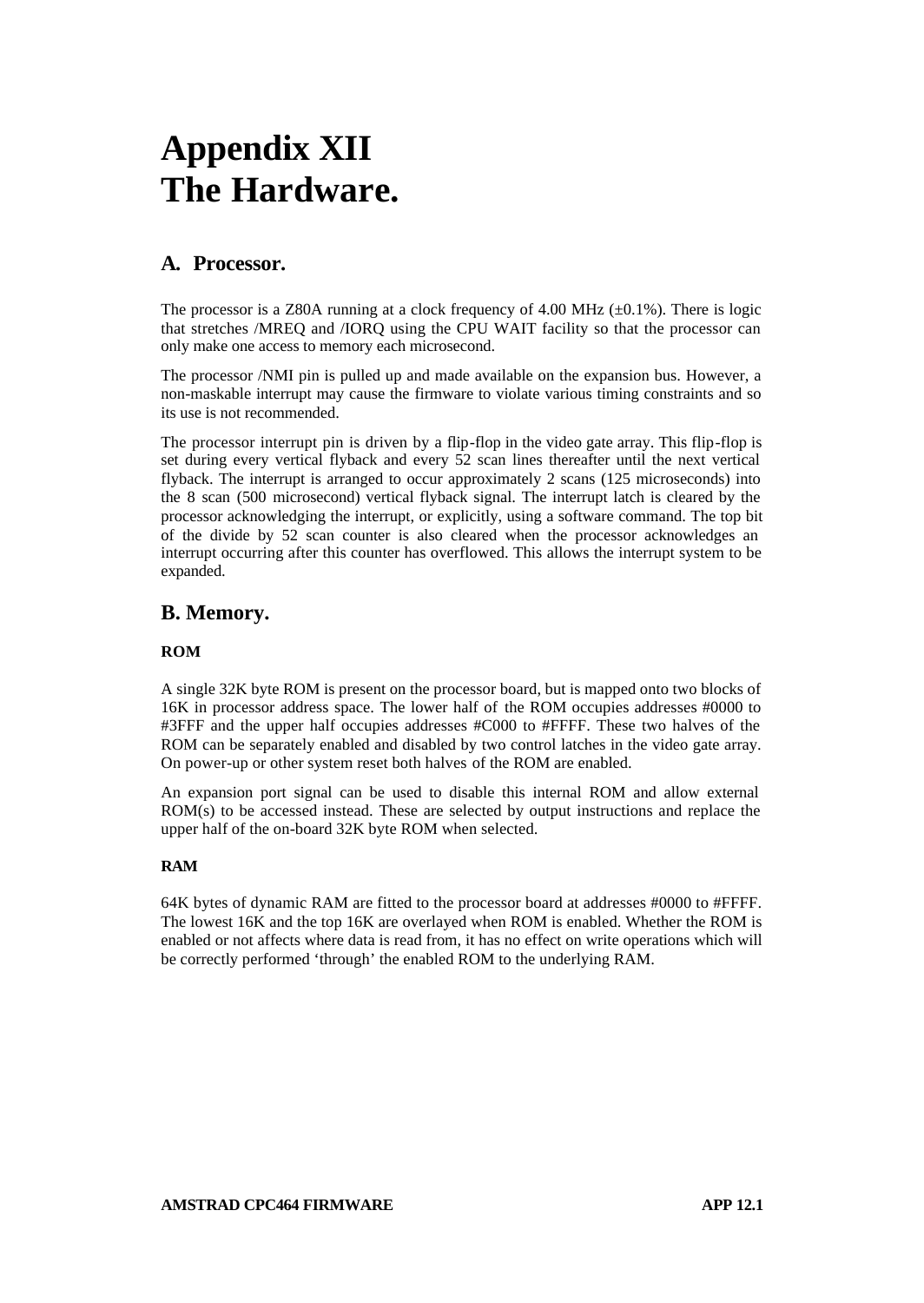# Appendix XII
# The Hardware.

## A. Processor.

The processor is a Z80A running at a clock frequency of 4.00 MHz (±0.1%). There is logic that stretches /MREQ and /IORQ using the CPU WAIT facility so that the processor can only make one access to memory each microsecond.

The processor /NMI pin is pulled up and made available on the expansion bus. However, a non-maskable interrupt may cause the firmware to violate various timing constraints and so its use is not recommended.

The processor interrupt pin is driven by a flip-flop in the video gate array. This flip-flop is set during every vertical flyback and every 52 scan lines thereafter until the next vertical flyback. The interrupt is arranged to occur approximately 2 scans (125 microseconds) into the 8 scan (500 microsecond) vertical flyback signal. The interrupt latch is cleared by the processor acknowledging the interrupt, or explicitly, using a software command. The top bit of the divide by 52 scan counter is also cleared when the processor acknowledges an interrupt occurring after this counter has overflowed. This allows the interrupt system to be expanded.

## B. Memory.

### ROM

A single 32K byte ROM is present on the processor board, but is mapped onto two blocks of 16K in processor address space. The lower half of the ROM occupies addresses #0000 to #3FFF and the upper half occupies addresses #C000 to #FFFF. These two halves of the ROM can be separately enabled and disabled by two control latches in the video gate array. On power-up or other system reset both halves of the ROM are enabled.

An expansion port signal can be used to disable this internal ROM and allow external ROM(s) to be accessed instead. These are selected by output instructions and replace the upper half of the on-board 32K byte ROM when selected.

### RAM

64K bytes of dynamic RAM are fitted to the processor board at addresses #0000 to #FFFF. The lowest 16K and the top 16K are overlayed when ROM is enabled. Whether the ROM is enabled or not affects where data is read from, it has no effect on write operations which will be correctly performed 'through' the enabled ROM to the underlying RAM.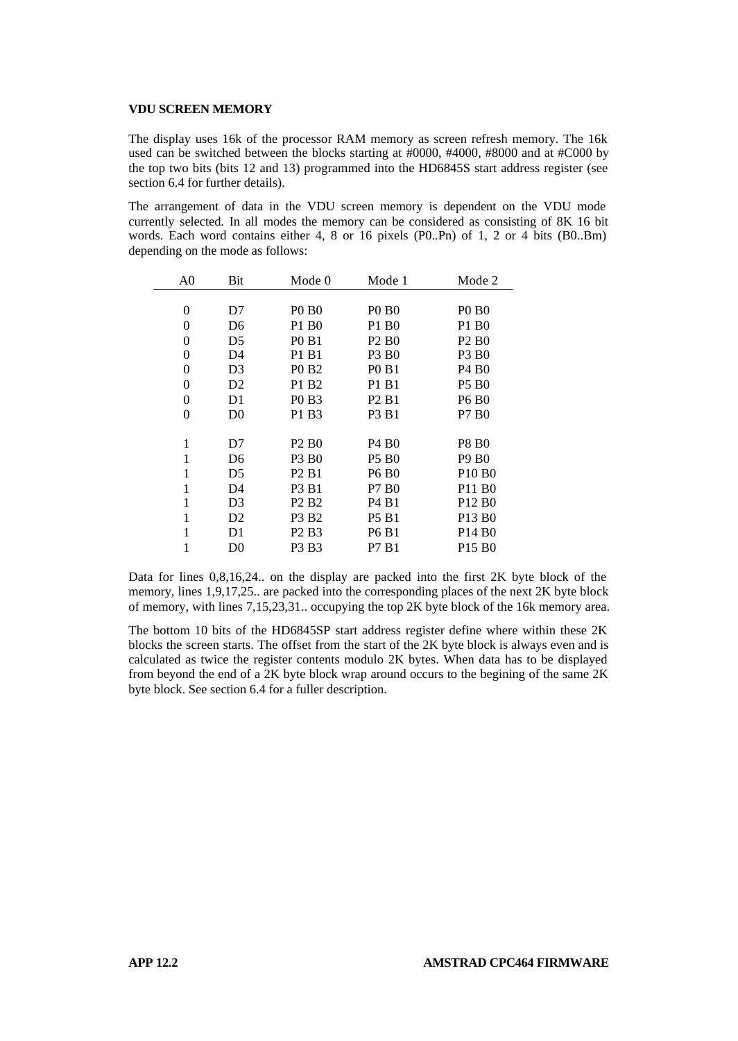**VDU SCREEN MEMORY**

The display uses 16k of the processor RAM memory as screen refresh memory. The 16k used can be switched between the blocks starting at #0000, #4000, #8000 and at #C000 by the top two bits (bits 12 and 13) programmed into the HD6845S start address register (see section 6.4 for further details).

The arrangement of data in the VDU screen memory is dependent on the VDU mode currently selected. In all modes the memory can be considered as consisting of 8K 16 bit words. Each word contains either 4, 8 or 16 pixels (P0..Pn) of 1, 2 or 4 bits (B0..Bm) depending on the mode as follows:

| A0 | Bit | Mode 0 | Mode 1 | Mode 2 |
|---|---|---|---|---|
| 0 | D7 | P0 B0 | P0 B0 | P0 B0 |
| 0 | D6 | P1 B0 | P1 B0 | P1 B0 |
| 0 | D5 | P0 B1 | P2 B0 | P2 B0 |
| 0 | D4 | P1 B1 | P3 B0 | P3 B0 |
| 0 | D3 | P0 B2 | P0 B1 | P4 B0 |
| 0 | D2 | P1 B2 | P1 B1 | P5 B0 |
| 0 | D1 | P0 B3 | P2 B1 | P6 B0 |
| 0 | D0 | P1 B3 | P3 B1 | P7 B0 |
| 1 | D7 | P2 B0 | P4 B0 | P8 B0 |
| 1 | D6 | P3 B0 | P5 B0 | P9 B0 |
| 1 | D5 | P2 B1 | P6 B0 | P10 B0 |
| 1 | D4 | P3 B1 | P7 B0 | P11 B0 |
| 1 | D3 | P2 B2 | P4 B1 | P12 B0 |
| 1 | D2 | P3 B2 | P5 B1 | P13 B0 |
| 1 | D1 | P2 B3 | P6 B1 | P14 B0 |
| 1 | D0 | P3 B3 | P7 B1 | P15 B0 |

Data for lines 0,8,16,24.. on the display are packed into the first 2K byte block of the memory, lines 1,9,17,25.. are packed into the corresponding places of the next 2K byte block of memory, with lines 7,15,23,31.. occupying the top 2K byte block of the 16k memory area.

The bottom 10 bits of the HD6845SP start address register define where within these 2K blocks the screen starts. The offset from the start of the 2K byte block is always even and is calculated as twice the register contents modulo 2K bytes. When data has to be displayed from beyond the end of a 2K byte block wrap around occurs to the begining of the same 2K byte block. See section 6.4 for a fuller description.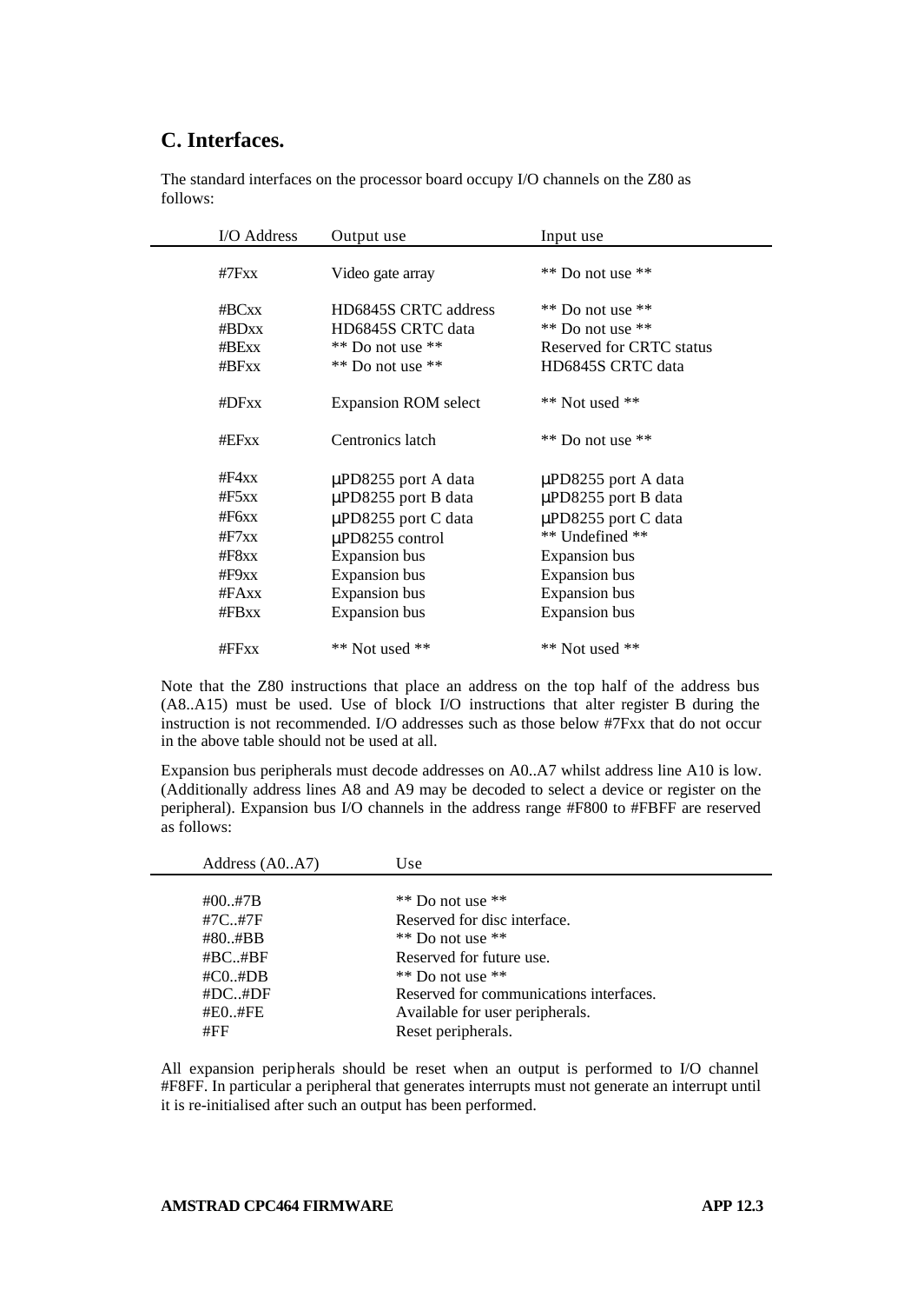## C. Interfaces.

The standard interfaces on the processor board occupy I/O channels on the Z80 as follows:

| I/O Address | Output use | Input use |
|---|---|---|
| #7Fxx | Video gate array | ** Do not use ** |
| #BCxx | HD6845S CRTC address | ** Do not use ** |
| #BDxx | HD6845S CRTC data | ** Do not use ** |
| #BExx | ** Do not use ** | Reserved for CRTC status |
| #BFxx | ** Do not use ** | HD6845S CRTC data |
| #DFxx | Expansion ROM select | ** Not used ** |
| #EFxx | Centronics latch | ** Do not use ** |
| #F4xx | μPD8255 port A data | μPD8255 port A data |
| #F5xx | μPD8255 port B data | μPD8255 port B data |
| #F6xx | μPD8255 port C data | μPD8255 port C data |
| #F7xx | μPD8255 control | ** Undefined ** |
| #F8xx | Expansion bus | Expansion bus |
| #F9xx | Expansion bus | Expansion bus |
| #FAxx | Expansion bus | Expansion bus |
| #FBxx | Expansion bus | Expansion bus |
| #FFxx | ** Not used ** | ** Not used ** |

Note that the Z80 instructions that place an address on the top half of the address bus (A8..A15) must be used. Use of block I/O instructions that alter register B during the instruction is not recommended. I/O addresses such as those below #7Fxx that do not occur in the above table should not be used at all.

Expansion bus peripherals must decode addresses on A0..A7 whilst address line A10 is low. (Additionally address lines A8 and A9 may be decoded to select a device or register on the peripheral). Expansion bus I/O channels in the address range #F800 to #FBFF are reserved as follows:

| Address (A0..A7) | Use |
|---|---|
| #00..#7B | ** Do not use ** |
| #7C..#7F | Reserved for disc interface. |
| #80..#BB | ** Do not use ** |
| #BC..#BF | Reserved for future use. |
| #C0..#DB | ** Do not use ** |
| #DC..#DF | Reserved for communications interfaces. |
| #E0..#FE | Available for user peripherals. |
| #FF | Reset peripherals. |

All expansion peripherals should be reset when an output is performed to I/O channel #F8FF. In particular a peripheral that generates interrupts must not generate an interrupt until it is re-initialised after such an output has been performed.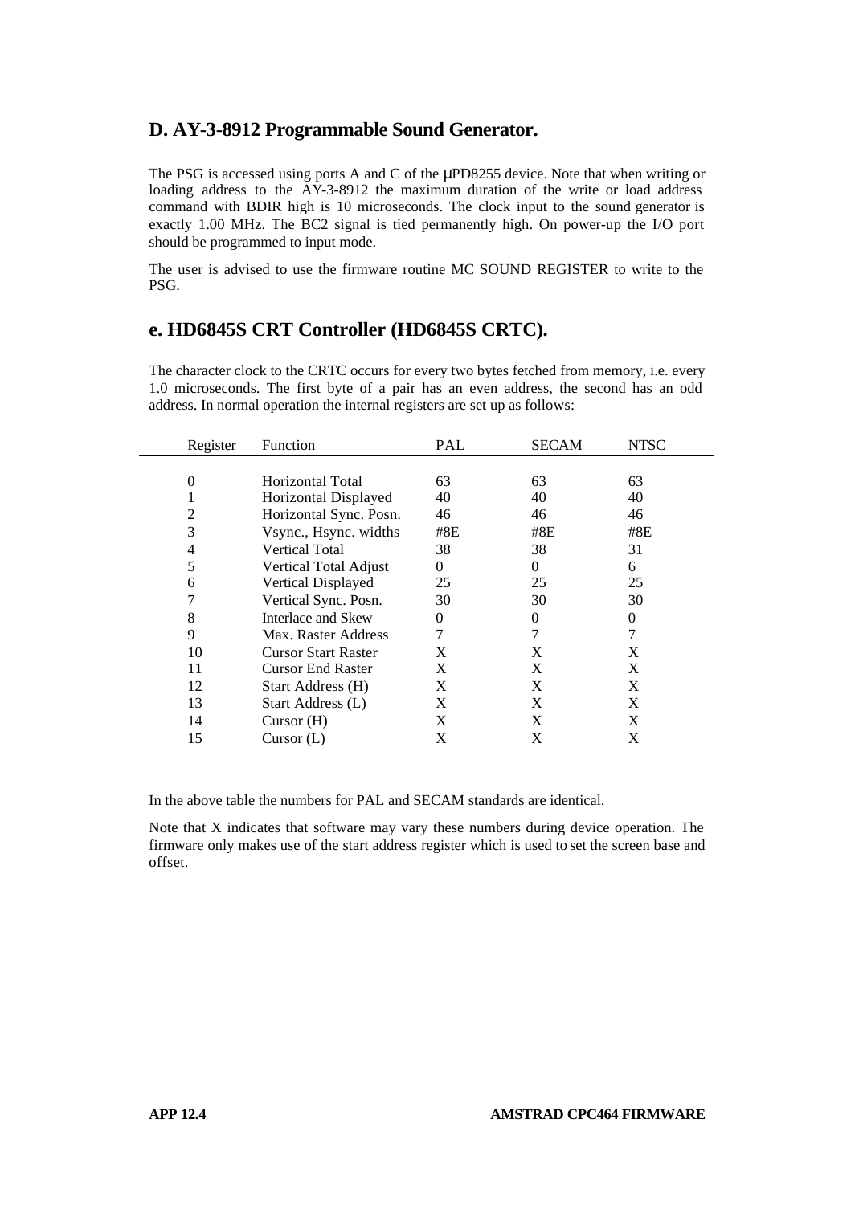## D. AY-3-8912 Programmable Sound Generator.

The PSG is accessed using ports A and C of the μPD8255 device. Note that when writing or loading address to the AY-3-8912 the maximum duration of the write or load address command with BDIR high is 10 microseconds. The clock input to the sound generator is exactly 1.00 MHz. The BC2 signal is tied permanently high. On power-up the I/O port should be programmed to input mode.

The user is advised to use the firmware routine MC SOUND REGISTER to write to the PSG.

## e. HD6845S CRT Controller (HD6845S CRTC).

The character clock to the CRTC occurs for every two bytes fetched from memory, i.e. every 1.0 microseconds. The first byte of a pair has an even address, the second has an odd address. In normal operation the internal registers are set up as follows:

| Register | Function | PAL | SECAM | NTSC |
|---|---|---|---|---|
| 0 | Horizontal Total | 63 | 63 | 63 |
| 1 | Horizontal Displayed | 40 | 40 | 40 |
| 2 | Horizontal Sync. Posn. | 46 | 46 | 46 |
| 3 | Vsync., Hsync. widths | #8E | #8E | #8E |
| 4 | Vertical Total | 38 | 38 | 31 |
| 5 | Vertical Total Adjust | 0 | 0 | 6 |
| 6 | Vertical Displayed | 25 | 25 | 25 |
| 7 | Vertical Sync. Posn. | 30 | 30 | 30 |
| 8 | Interlace and Skew | 0 | 0 | 0 |
| 9 | Max. Raster Address | 7 | 7 | 7 |
| 10 | Cursor Start Raster | X | X | X |
| 11 | Cursor End Raster | X | X | X |
| 12 | Start Address (H) | X | X | X |
| 13 | Start Address (L) | X | X | X |
| 14 | Cursor (H) | X | X | X |
| 15 | Cursor (L) | X | X | X |

In the above table the numbers for PAL and SECAM standards are identical.

Note that X indicates that software may vary these numbers during device operation. The firmware only makes use of the start address register which is used to set the screen base and offset.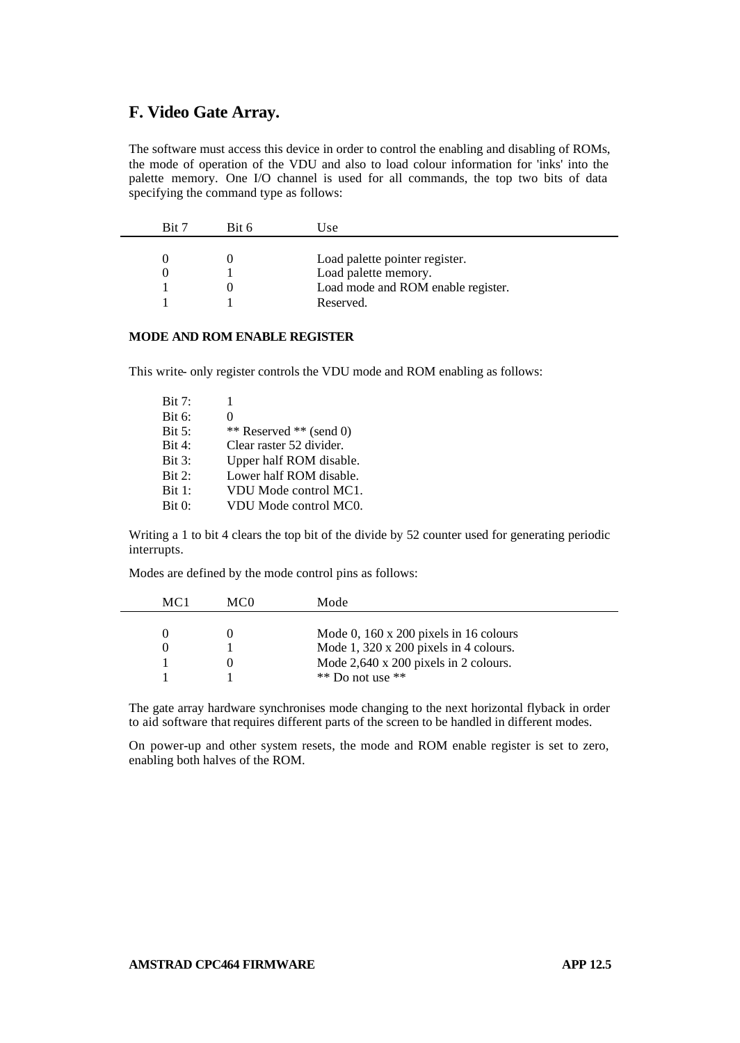## F. Video Gate Array.

The software must access this device in order to control the enabling and disabling of ROMs, the mode of operation of the VDU and also to load colour information for 'inks' into the palette memory. One I/O channel is used for all commands, the top two bits of data specifying the command type as follows:

| Bit 7 | Bit 6 | Use |
|---|---|---|
| 0 | 0 | Load palette pointer register. |
| 0 | 1 | Load palette memory. |
| 1 | 0 | Load mode and ROM enable register. |
| 1 | 1 | Reserved. |

**MODE AND ROM ENABLE REGISTER**

This write- only register controls the VDU mode and ROM enabling as follows:

- Bit 7: 1
- Bit 6: 0
- Bit 5: ** Reserved ** (send 0)
- Bit 4: Clear raster 52 divider.
- Bit 3: Upper half ROM disable.
- Bit 2: Lower half ROM disable.
- Bit 1: VDU Mode control MC1.
- Bit 0: VDU Mode control MC0.

Writing a 1 to bit 4 clears the top bit of the divide by 52 counter used for generating periodic interrupts.

Modes are defined by the mode control pins as follows:

| MC1 | MC0 | Mode |
|---|---|---|
| 0 | 0 | Mode 0, 160 x 200 pixels in 16 colours |
| 0 | 1 | Mode 1, 320 x 200 pixels in 4 colours. |
| 1 | 0 | Mode 2,640 x 200 pixels in 2 colours. |
| 1 | 1 | ** Do not use ** |

The gate array hardware synchronises mode changing to the next horizontal flyback in order to aid software that requires different parts of the screen to be handled in different modes.

On power-up and other system resets, the mode and ROM enable register is set to zero, enabling both halves of the ROM.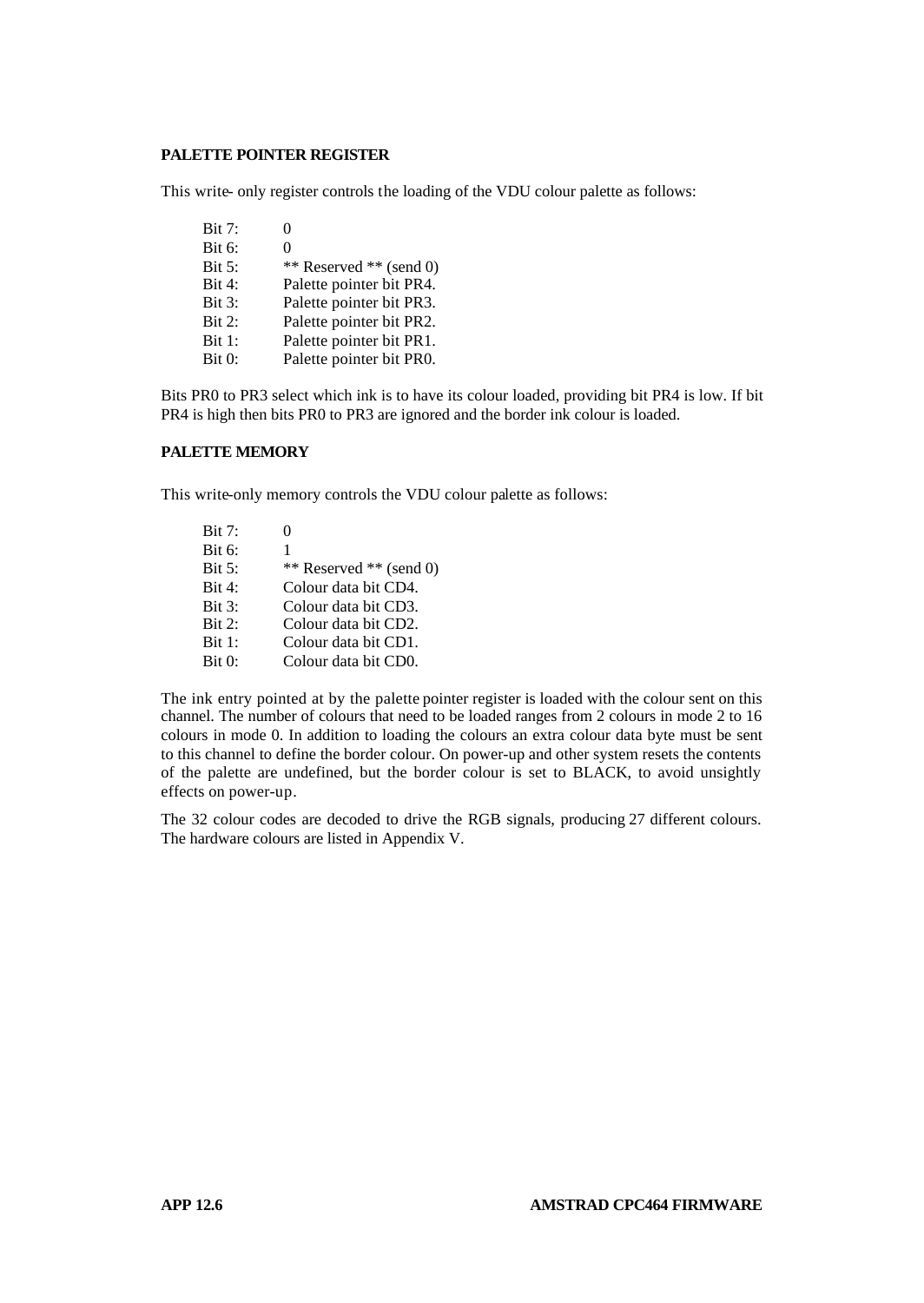**PALETTE POINTER REGISTER**

This write- only register controls the loading of the VDU colour palette as follows:

| | |
|---|---|
| Bit 7: | 0 |
| Bit 6: | 0 |
| Bit 5: | ** Reserved ** (send 0) |
| Bit 4: | Palette pointer bit PR4. |
| Bit 3: | Palette pointer bit PR3. |
| Bit 2: | Palette pointer bit PR2. |
| Bit 1: | Palette pointer bit PR1. |
| Bit 0: | Palette pointer bit PR0. |

Bits PR0 to PR3 select which ink is to have its colour loaded, providing bit PR4 is low. If bit PR4 is high then bits PR0 to PR3 are ignored and the border ink colour is loaded.

**PALETTE MEMORY**

This write-only memory controls the VDU colour palette as follows:

| | |
|---|---|
| Bit 7: | 0 |
| Bit 6: | 1 |
| Bit 5: | ** Reserved ** (send 0) |
| Bit 4: | Colour data bit CD4. |
| Bit 3: | Colour data bit CD3. |
| Bit 2: | Colour data bit CD2. |
| Bit 1: | Colour data bit CD1. |
| Bit 0: | Colour data bit CD0. |

The ink entry pointed at by the palette pointer register is loaded with the colour sent on this channel. The number of colours that need to be loaded ranges from 2 colours in mode 2 to 16 colours in mode 0. In addition to loading the colours an extra colour data byte must be sent to this channel to define the border colour. On power-up and other system resets the contents of the palette are undefined, but the border colour is set to BLACK, to avoid unsightly effects on power-up.

The 32 colour codes are decoded to drive the RGB signals, producing 27 different colours. The hardware colours are listed in Appendix V.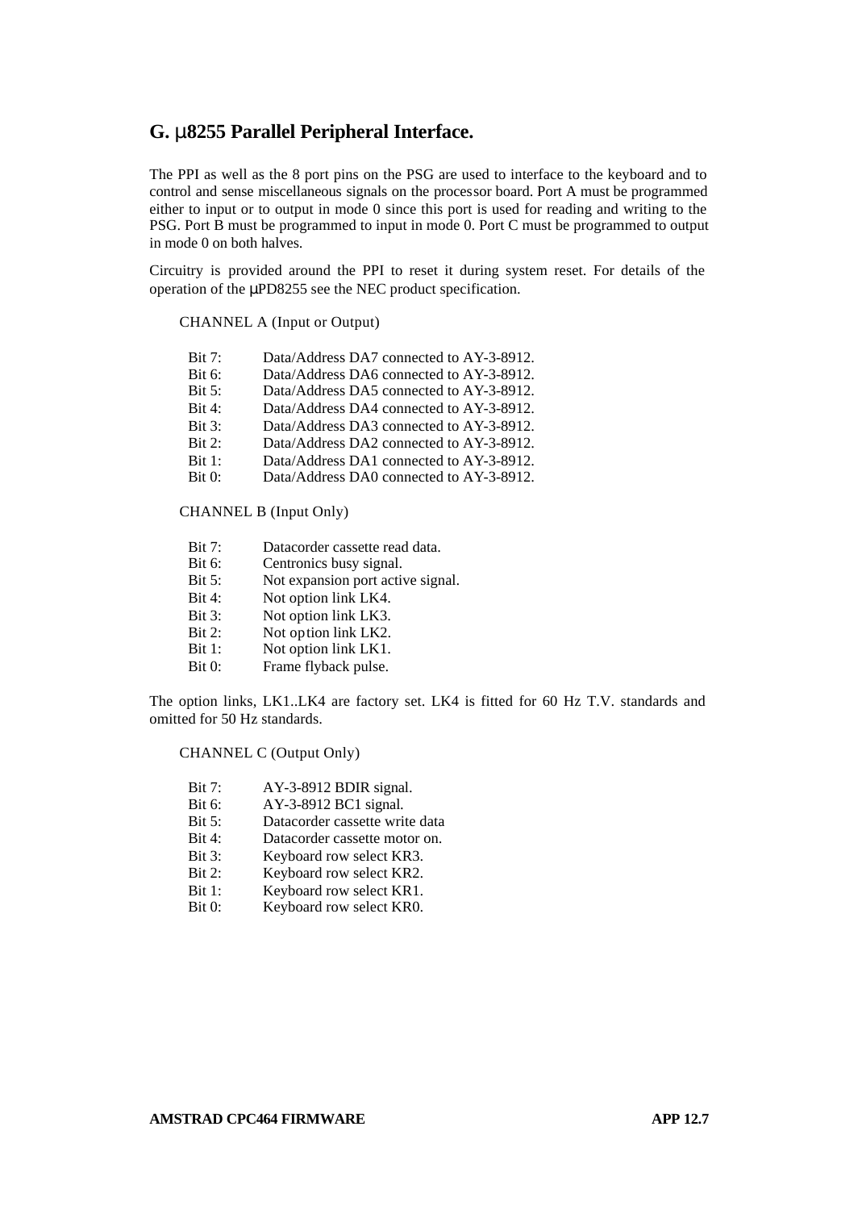## G. µ8255 Parallel Peripheral Interface.

The PPI as well as the 8 port pins on the PSG are used to interface to the keyboard and to control and sense miscellaneous signals on the processor board. Port A must be programmed either to input or to output in mode 0 since this port is used for reading and writing to the PSG. Port B must be programmed to input in mode 0. Port C must be programmed to output in mode 0 on both halves.

Circuitry is provided around the PPI to reset it during system reset. For details of the operation of the µPD8255 see the NEC product specification.

CHANNEL A (Input or Output)

| | |
|---|---|
| Bit 7: | Data/Address DA7 connected to AY-3-8912. |
| Bit 6: | Data/Address DA6 connected to AY-3-8912. |
| Bit 5: | Data/Address DA5 connected to AY-3-8912. |
| Bit 4: | Data/Address DA4 connected to AY-3-8912. |
| Bit 3: | Data/Address DA3 connected to AY-3-8912. |
| Bit 2: | Data/Address DA2 connected to AY-3-8912. |
| Bit 1: | Data/Address DA1 connected to AY-3-8912. |
| Bit 0: | Data/Address DA0 connected to AY-3-8912. |

CHANNEL B (Input Only)

| | |
|---|---|
| Bit 7: | Datacorder cassette read data. |
| Bit 6: | Centronics busy signal. |
| Bit 5: | Not expansion port active signal. |
| Bit 4: | Not option link LK4. |
| Bit 3: | Not option link LK3. |
| Bit 2: | Not option link LK2. |
| Bit 1: | Not option link LK1. |
| Bit 0: | Frame flyback pulse. |

The option links, LK1..LK4 are factory set. LK4 is fitted for 60 Hz T.V. standards and omitted for 50 Hz standards.

CHANNEL C (Output Only)

| | |
|---|---|
| Bit 7: | AY-3-8912 BDIR signal. |
| Bit 6: | AY-3-8912 BC1 signal. |
| Bit 5: | Datacorder cassette write data |
| Bit 4: | Datacorder cassette motor on. |
| Bit 3: | Keyboard row select KR3. |
| Bit 2: | Keyboard row select KR2. |
| Bit 1: | Keyboard row select KR1. |
| Bit 0: | Keyboard row select KR0. |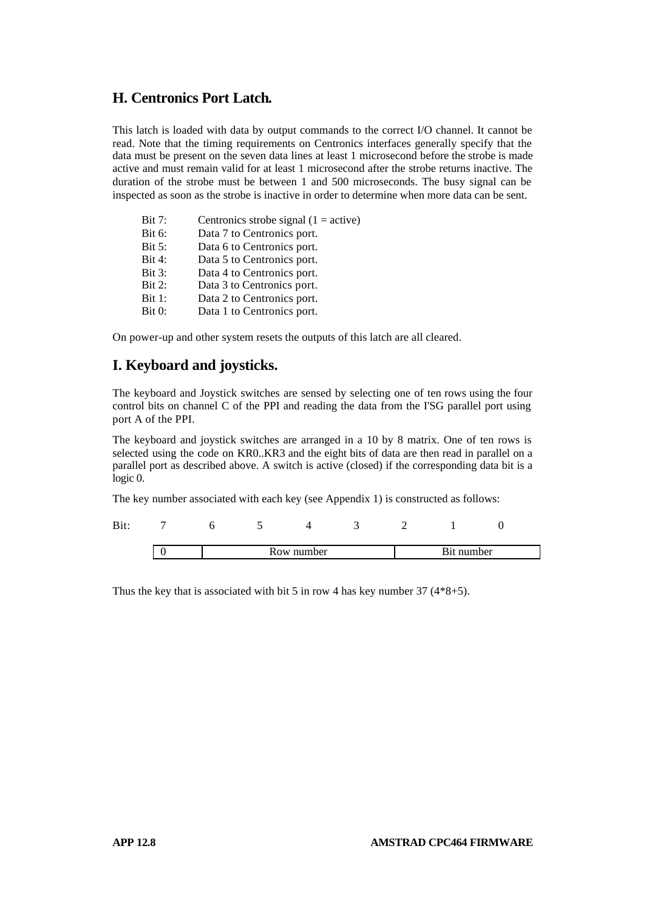## H. Centronics Port Latch.

This latch is loaded with data by output commands to the correct I/O channel. It cannot be read. Note that the timing requirements on Centronics interfaces generally specify that the data must be present on the seven data lines at least 1 microsecond before the strobe is made active and must remain valid for at least 1 microsecond after the strobe returns inactive. The duration of the strobe must be between 1 and 500 microseconds. The busy signal can be inspected as soon as the strobe is inactive in order to determine when more data can be sent.

- Bit 7: Centronics strobe signal (1 = active)
- Bit 6: Data 7 to Centronics port.
- Bit 5: Data 6 to Centronics port.
- Bit 4: Data 5 to Centronics port.
- Bit 3: Data 4 to Centronics port.
- Bit 2: Data 3 to Centronics port.
- Bit 1: Data 2 to Centronics port.
- Bit 0: Data 1 to Centronics port.

On power-up and other system resets the outputs of this latch are all cleared.

## I. Keyboard and joysticks.

The keyboard and Joystick switches are sensed by selecting one of ten rows using the four control bits on channel C of the PPI and reading the data from the I'SG parallel port using port A of the PPI.

The keyboard and joystick switches are arranged in a 10 by 8 matrix. One of ten rows is selected using the code on KR0..KR3 and the eight bits of data are then read in parallel on a parallel port as described above. A switch is active (closed) if the corresponding data bit is a logic 0.

The key number associated with each key (see Appendix 1) is constructed as follows:

| Bit: | 7 | 6 | 5 | 4 | 3 | 2 | 1 | 0 |
|---|---|---|---|---|---|---|---|---|
| | 0 | Row number | | | | Bit number | | |

Thus the key that is associated with bit 5 in row 4 has key number 37 (4*8+5).